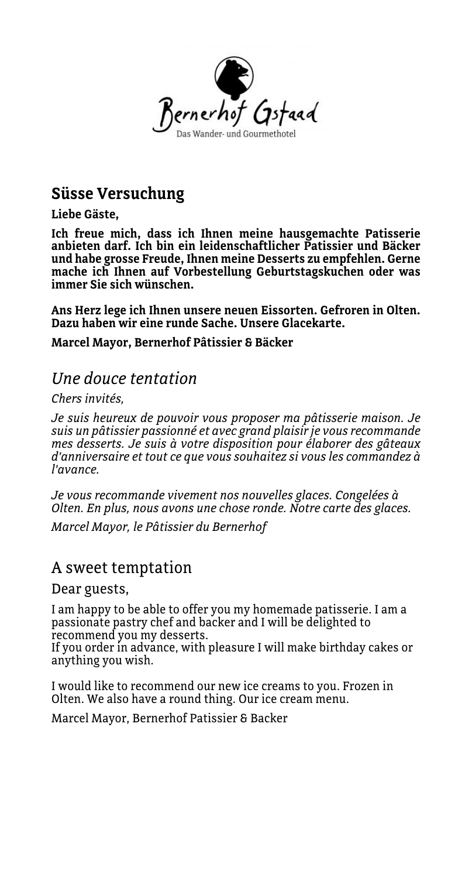Bernerhof Gstaad

Das Wander- und Gourmethotel

## Süsse Versuchung

**Liebe Gäste,**

**Ich freue mich, dass ich Ihnen meine hausgemachte Patisserie anbieten darf. Ich bin ein leidenschaftlicher Patissier und Bäcker und habe grosse Freude, Ihnen meine Desserts zu empfehlen. Gerne mache ich Ihnen auf Vorbestellung Geburtstagskuchen oder was immer Sie sich wünschen.**

**Ans Herz lege ich Ihnen unsere neuen Eissorten. Gefroren in Olten. Dazu haben wir eine runde Sache. Unsere Glacekarte.**

**Marcel Mayor, Bernerhof Pâtissier & Bäcker**

## *Une douce tentation*

*Chers invités,*

*Je suis heureux de pouvoir vous proposer ma pâtisserie maison. Je suis un pâtissier passionné et avec grand plaisir je vous recommande mes desserts. Je suis à votre disposition pour élaborer des gâteaux d'anniversaire et tout ce que vous souhaitez si vous les commandez à l'avance.*

*Je vous recommande vivement nos nouvelles glaces. Congelées à Olten. En plus, nous avons une chose ronde. Notre carte des glaces.*

*Marcel Mayor, le Pâtissier du Bernerhof*

## A sweet temptation

Dear guests,

I am happy to be able to offer you my homemade patisserie. I am a passionate pastry chef and backer and I will be delighted to recommend you my desserts.
If you order in advance, with pleasure I will make birthday cakes or anything you wish.

I would like to recommend our new ice creams to you. Frozen in Olten. We also have a round thing. Our ice cream menu.

Marcel Mayor, Bernerhof Patissier & Backer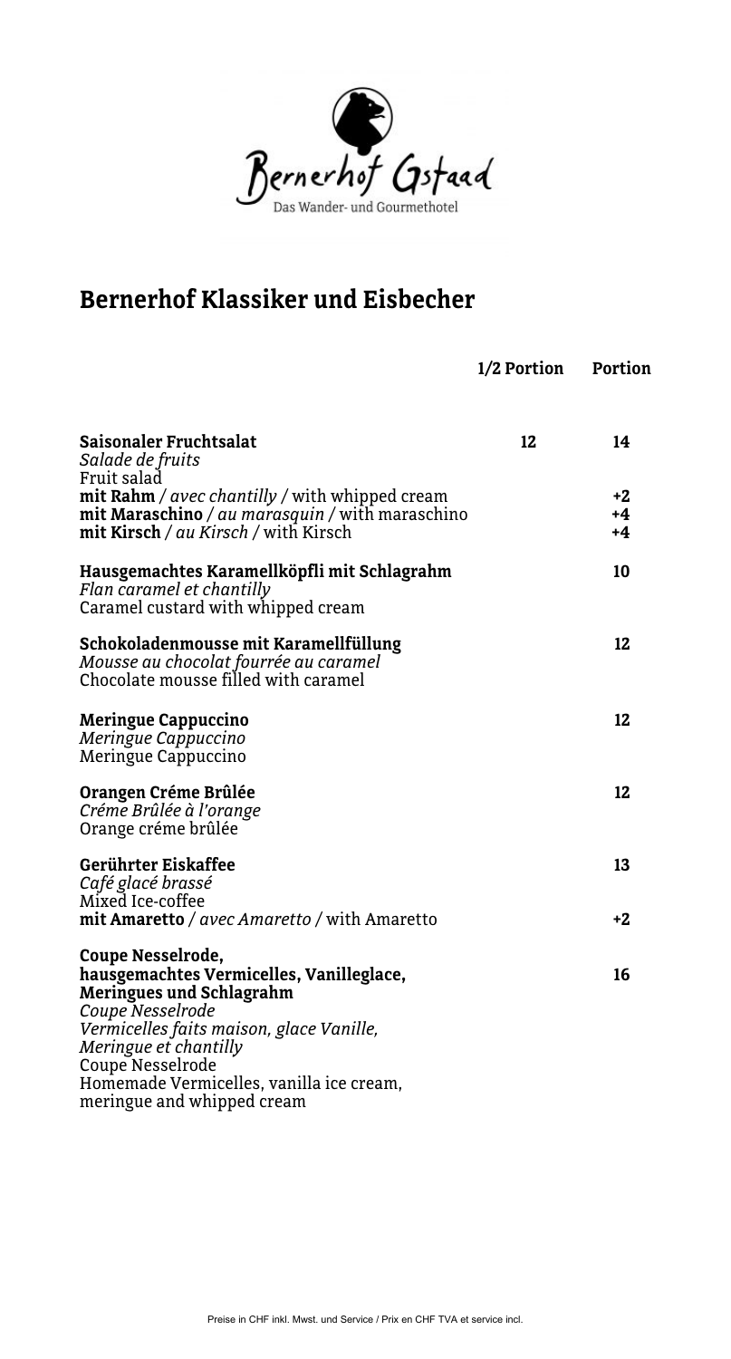Bernerhof Gstaad

Das Wander- und Gourmethotel

# Bernerhof Klassiker und Eisbecher

| | 1/2 Portion | Portion |
|---|---|---|
| **Saisonaler Fruchtsalat**<br>*Salade de fruits*<br>Fruit salad | 12 | 14 |
| **mit Rahm** / *avec chantilly* / with whipped cream | | +2 |
| **mit Maraschino** / *au marasquin* / with maraschino | | +4 |
| **mit Kirsch** / *au Kirsch* / with Kirsch | | +4 |
| **Hausgemachtes Karamellköpfli mit Schlagrahm**<br>*Flan caramel et chantilly*<br>Caramel custard with whipped cream | | 10 |
| **Schokoladenmousse mit Karamellfüllung**<br>*Mousse au chocolat fourrée au caramel*<br>Chocolate mousse filled with caramel | | 12 |
| **Meringue Cappuccino**<br>*Meringue Cappuccino*<br>Meringue Cappuccino | | 12 |
| **Orangen Créme Brûlée**<br>*Créme Brûlée à l'orange*<br>Orange créme brûlée | | 12 |
| **Gerührter Eiskaffee**<br>*Café glacé brassé*<br>Mixed Ice-coffee | | 13 |
| **mit Amaretto** / *avec Amaretto* / with Amaretto | | +2 |
| **Coupe Nesselrode, hausgemachtes Vermicelles, Vanilleglace, Meringues und Schlagrahm**<br>*Coupe Nesselrode*<br>*Vermicelles faits maison, glace Vanille, Meringue et chantilly*<br>Coupe Nesselrode<br>Homemade Vermicelles, vanilla ice cream, meringue and whipped cream | | 16 |

Preise in CHF inkl. Mwst. und Service / Prix en CHF TVA et service incl.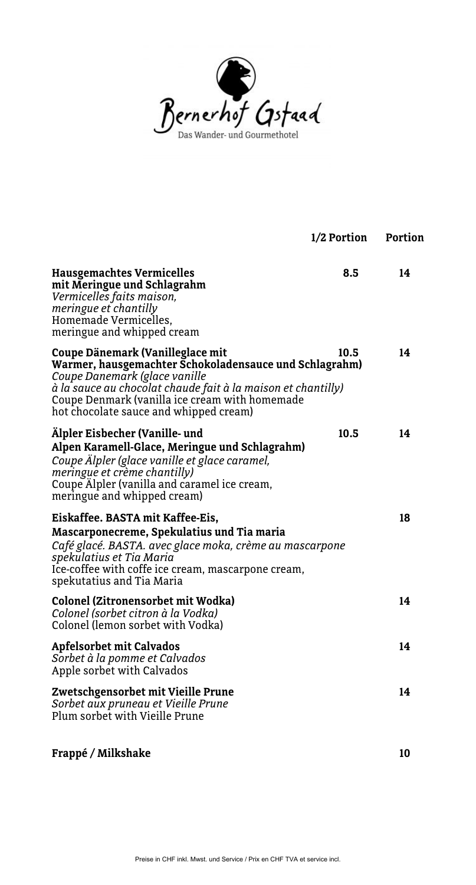Bernerhof Gstaad

Das Wander- und Gourmethotel

| | 1/2 Portion | Portion |
|---|---|---|
| **Hausgemachtes Vermicelles mit Meringue und Schlagrahm**<br>*Vermicelles faits maison, meringue et chantilly*<br>Homemade Vermicelles, meringue and whipped cream | 8.5 | 14 |
| **Coupe Dänemark (Vanilleglace mit Warmer, hausgemachter Schokoladensauce und Schlagrahm)**<br>*Coupe Danemark (glace vanille à la sauce au chocolat chaude fait à la maison et chantilly)*<br>Coupe Denmark (vanilla ice cream with homemade hot chocolate sauce and whipped cream) | 10.5 | 14 |
| **Älpler Eisbecher (Vanille- und Alpen Karamell-Glace, Meringue und Schlagrahm)**<br>*Coupe Älpler (glace vanille et glace caramel, meringue et crème chantilly)*<br>Coupe Älpler (vanilla and caramel ice cream, meringue and whipped cream) | 10.5 | 14 |
| **Eiskaffee. BASTA mit Kaffee-Eis, Mascarponecreme, Spekulatius und Tia maria**<br>*Café glacé. BASTA. avec glace moka, crème au mascarpone spekulatius et Tia Maria*<br>Ice-coffee with coffe ice cream, mascarpone cream, spekutatius and Tia Maria | | 18 |
| **Colonel (Zitronensorbet mit Wodka)**<br>*Colonel (sorbet citron à la Vodka)*<br>Colonel (lemon sorbet with Vodka) | | 14 |
| **Apfelsorbet mit Calvados**<br>*Sorbet à la pomme et Calvados*<br>Apple sorbet with Calvados | | 14 |
| **Zwetschgensorbet mit Vieille Prune**<br>*Sorbet aux pruneau et Vieille Prune*<br>Plum sorbet with Vieille Prune | | 14 |
| **Frappé / Milkshake** | | 10 |

Preise in CHF inkl. Mwst. und Service / Prix en CHF TVA et service incl.